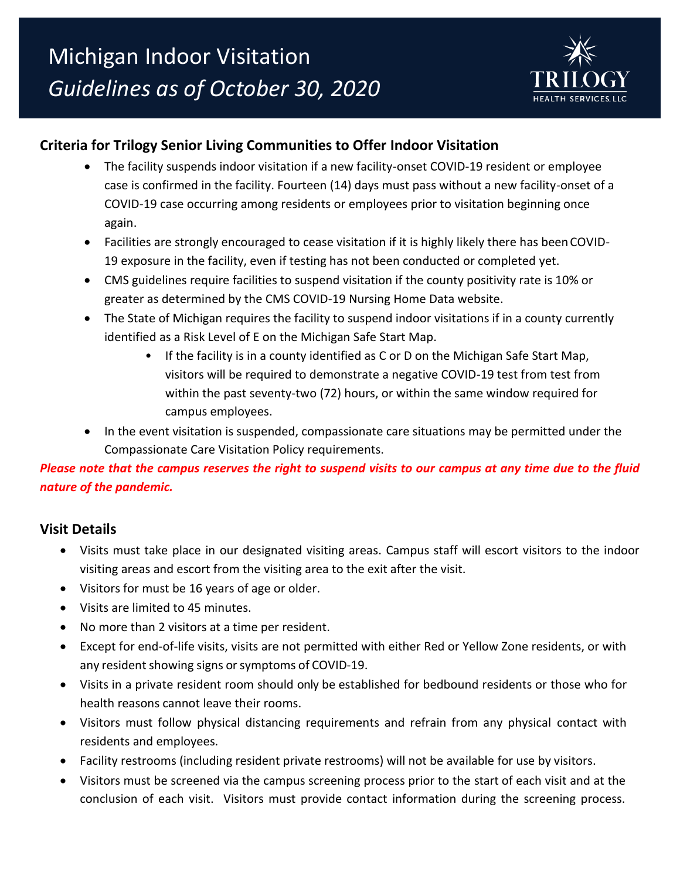# Michigan Indoor Visitation
## *Guidelines as of October 30, 2020*

TRILOGY
HEALTH SERVICES, LLC

### Criteria for Trilogy Senior Living Communities to Offer Indoor Visitation

- The facility suspends indoor visitation if a new facility-onset COVID-19 resident or employee case is confirmed in the facility. Fourteen (14) days must pass without a new facility-onset of a COVID-19 case occurring among residents or employees prior to visitation beginning once again.
- Facilities are strongly encouraged to cease visitation if it is highly likely there has been COVID-19 exposure in the facility, even if testing has not been conducted or completed yet.
- CMS guidelines require facilities to suspend visitation if the county positivity rate is 10% or greater as determined by the CMS COVID-19 Nursing Home Data website.
- The State of Michigan requires the facility to suspend indoor visitations if in a county currently identified as a Risk Level of E on the Michigan Safe Start Map.
  - If the facility is in a county identified as C or D on the Michigan Safe Start Map, visitors will be required to demonstrate a negative COVID-19 test from test from within the past seventy-two (72) hours, or within the same window required for campus employees.
- In the event visitation is suspended, compassionate care situations may be permitted under the Compassionate Care Visitation Policy requirements.

***Please note that the campus reserves the right to suspend visits to our campus at any time due to the fluid nature of the pandemic.***

### Visit Details

- Visits must take place in our designated visiting areas. Campus staff will escort visitors to the indoor visiting areas and escort from the visiting area to the exit after the visit.
- Visitors for must be 16 years of age or older.
- Visits are limited to 45 minutes.
- No more than 2 visitors at a time per resident.
- Except for end-of-life visits, visits are not permitted with either Red or Yellow Zone residents, or with any resident showing signs or symptoms of COVID-19.
- Visits in a private resident room should only be established for bedbound residents or those who for health reasons cannot leave their rooms.
- Visitors must follow physical distancing requirements and refrain from any physical contact with residents and employees.
- Facility restrooms (including resident private restrooms) will not be available for use by visitors.
- Visitors must be screened via the campus screening process prior to the start of each visit and at the conclusion of each visit. Visitors must provide contact information during the screening process.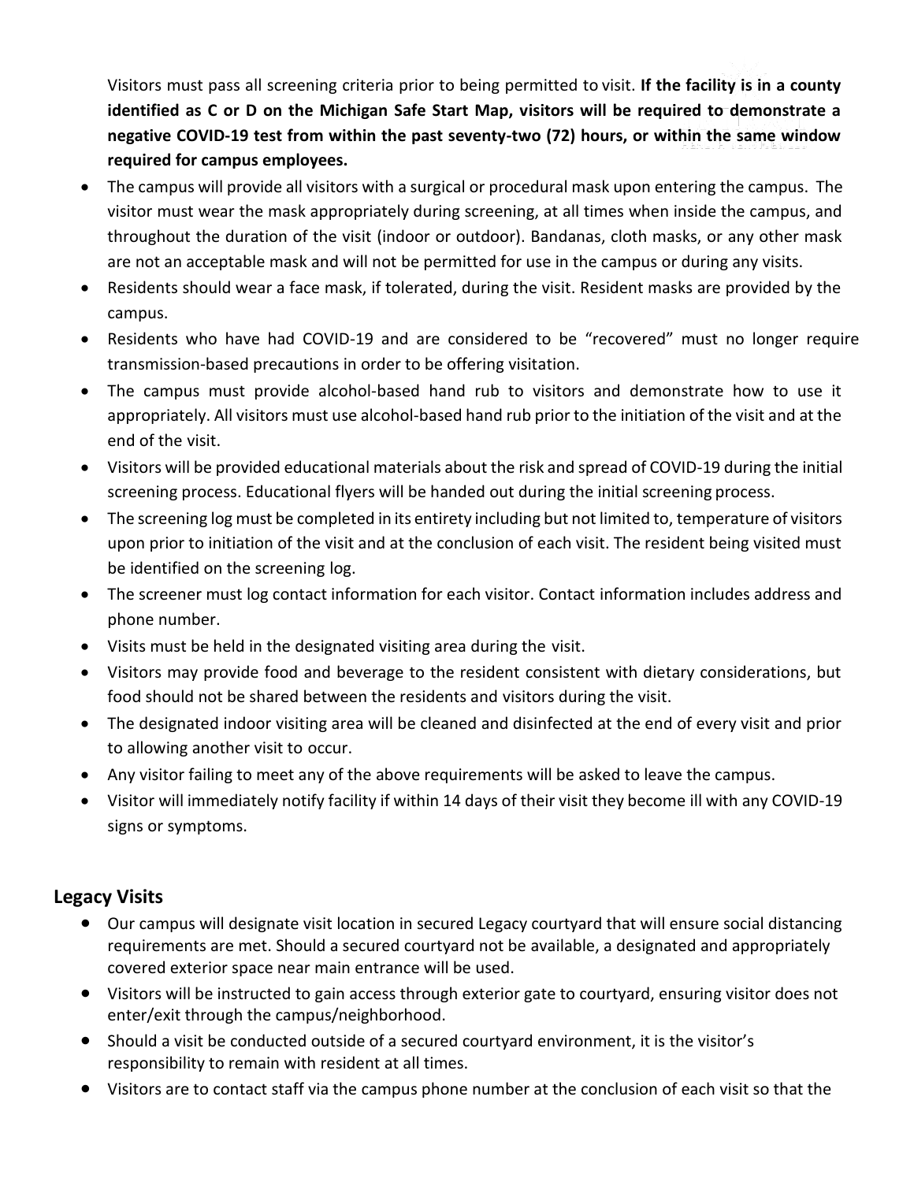Visitors must pass all screening criteria prior to being permitted to visit. **If the facility is in a county identified as C or D on the Michigan Safe Start Map, visitors will be required to demonstrate a negative COVID-19 test from within the past seventy-two (72) hours, or within the same window required for campus employees.**

- The campus will provide all visitors with a surgical or procedural mask upon entering the campus. The visitor must wear the mask appropriately during screening, at all times when inside the campus, and throughout the duration of the visit (indoor or outdoor). Bandanas, cloth masks, or any other mask are not an acceptable mask and will not be permitted for use in the campus or during any visits.
- Residents should wear a face mask, if tolerated, during the visit. Resident masks are provided by the campus.
- Residents who have had COVID-19 and are considered to be "recovered" must no longer require transmission-based precautions in order to be offering visitation.
- The campus must provide alcohol-based hand rub to visitors and demonstrate how to use it appropriately. All visitors must use alcohol-based hand rub prior to the initiation of the visit and at the end of the visit.
- Visitors will be provided educational materials about the risk and spread of COVID-19 during the initial screening process. Educational flyers will be handed out during the initial screening process.
- The screening log must be completed in its entirety including but not limited to, temperature of visitors upon prior to initiation of the visit and at the conclusion of each visit. The resident being visited must be identified on the screening log.
- The screener must log contact information for each visitor. Contact information includes address and phone number.
- Visits must be held in the designated visiting area during the visit.
- Visitors may provide food and beverage to the resident consistent with dietary considerations, but food should not be shared between the residents and visitors during the visit.
- The designated indoor visiting area will be cleaned and disinfected at the end of every visit and prior to allowing another visit to occur.
- Any visitor failing to meet any of the above requirements will be asked to leave the campus.
- Visitor will immediately notify facility if within 14 days of their visit they become ill with any COVID-19 signs or symptoms.

## Legacy Visits

- Our campus will designate visit location in secured Legacy courtyard that will ensure social distancing requirements are met. Should a secured courtyard not be available, a designated and appropriately covered exterior space near main entrance will be used.
- Visitors will be instructed to gain access through exterior gate to courtyard, ensuring visitor does not enter/exit through the campus/neighborhood.
- Should a visit be conducted outside of a secured courtyard environment, it is the visitor's responsibility to remain with resident at all times.
- Visitors are to contact staff via the campus phone number at the conclusion of each visit so that the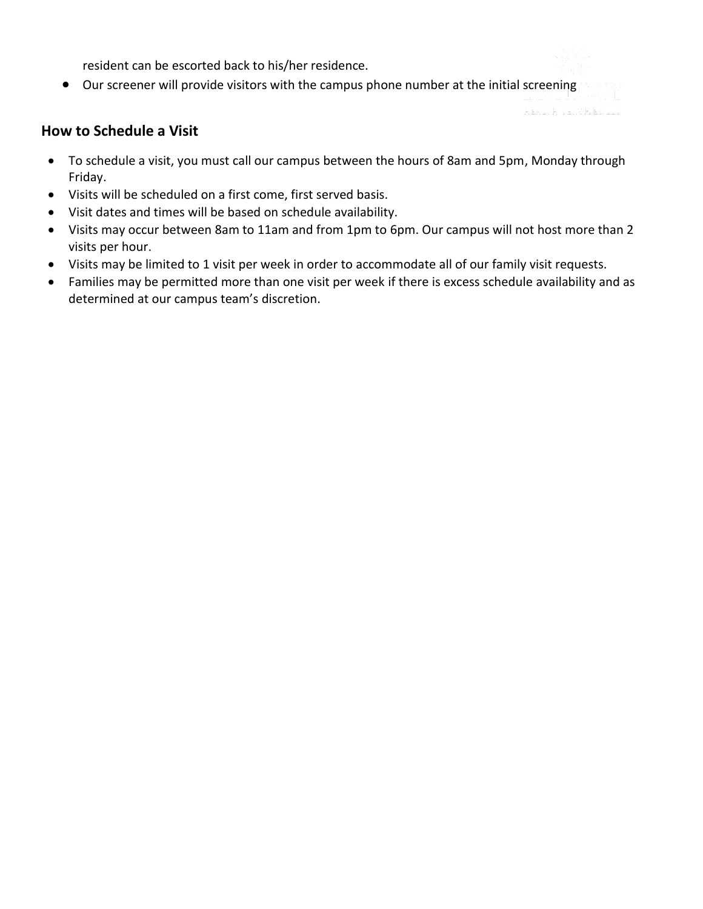resident can be escorted back to his/her residence.

- Our screener will provide visitors with the campus phone number at the initial screening

## How to Schedule a Visit

- To schedule a visit, you must call our campus between the hours of 8am and 5pm, Monday through Friday.
- Visits will be scheduled on a first come, first served basis.
- Visit dates and times will be based on schedule availability.
- Visits may occur between 8am to 11am and from 1pm to 6pm. Our campus will not host more than 2 visits per hour.
- Visits may be limited to 1 visit per week in order to accommodate all of our family visit requests.
- Families may be permitted more than one visit per week if there is excess schedule availability and as determined at our campus team's discretion.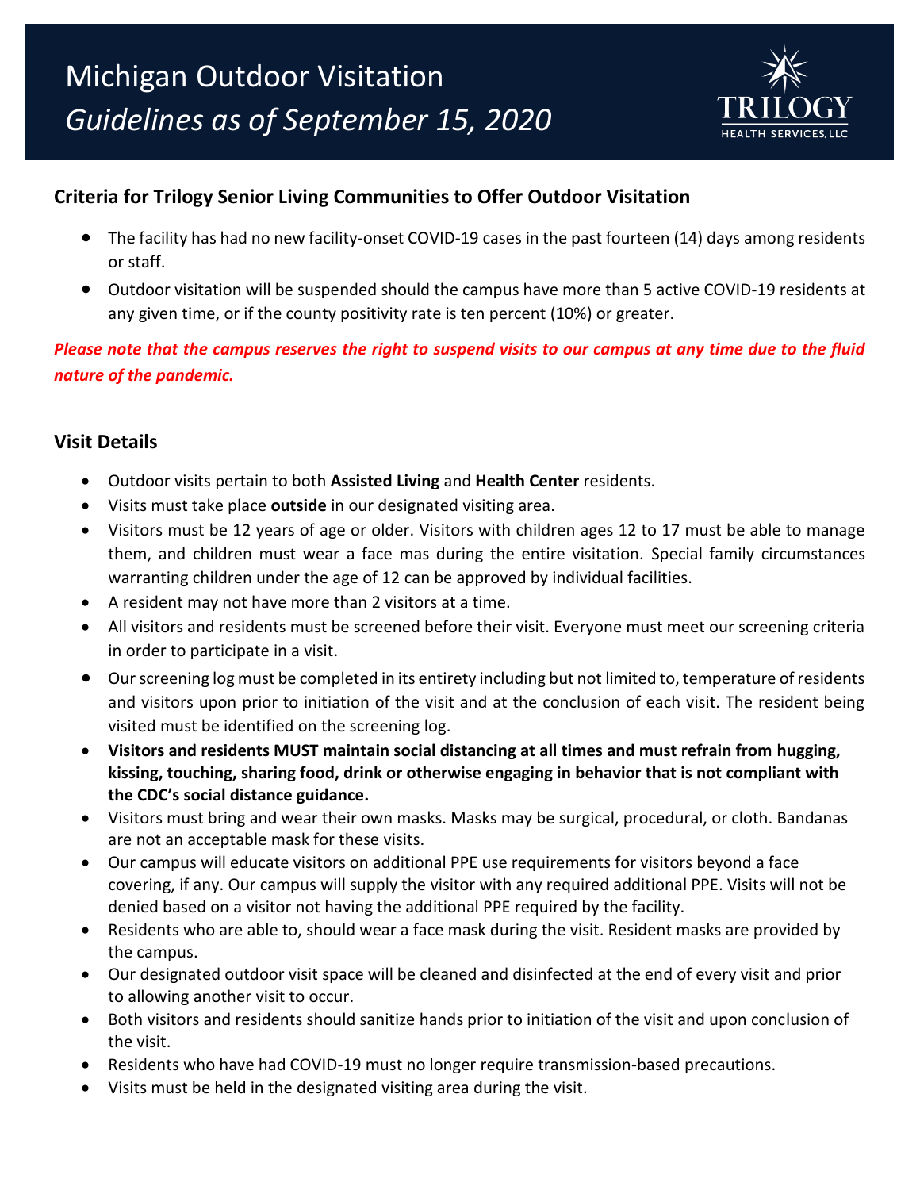# Michigan Outdoor Visitation

# *Guidelines as of September 15, 2020*

TRILOGY HEALTH SERVICES, LLC

## Criteria for Trilogy Senior Living Communities to Offer Outdoor Visitation

- The facility has had no new facility-onset COVID-19 cases in the past fourteen (14) days among residents or staff.
- Outdoor visitation will be suspended should the campus have more than 5 active COVID-19 residents at any given time, or if the county positivity rate is ten percent (10%) or greater.

***Please note that the campus reserves the right to suspend visits to our campus at any time due to the fluid nature of the pandemic.***

## Visit Details

- Outdoor visits pertain to both **Assisted Living** and **Health Center** residents.
- Visits must take place **outside** in our designated visiting area.
- Visitors must be 12 years of age or older. Visitors with children ages 12 to 17 must be able to manage them, and children must wear a face mas during the entire visitation. Special family circumstances warranting children under the age of 12 can be approved by individual facilities.
- A resident may not have more than 2 visitors at a time.
- All visitors and residents must be screened before their visit. Everyone must meet our screening criteria in order to participate in a visit.
- Our screening log must be completed in its entirety including but not limited to, temperature of residents and visitors upon prior to initiation of the visit and at the conclusion of each visit. The resident being visited must be identified on the screening log.
- **Visitors and residents MUST maintain social distancing at all times and must refrain from hugging, kissing, touching, sharing food, drink or otherwise engaging in behavior that is not compliant with the CDC's social distance guidance.**
- Visitors must bring and wear their own masks. Masks may be surgical, procedural, or cloth. Bandanas are not an acceptable mask for these visits.
- Our campus will educate visitors on additional PPE use requirements for visitors beyond a face covering, if any. Our campus will supply the visitor with any required additional PPE. Visits will not be denied based on a visitor not having the additional PPE required by the facility.
- Residents who are able to, should wear a face mask during the visit. Resident masks are provided by the campus.
- Our designated outdoor visit space will be cleaned and disinfected at the end of every visit and prior to allowing another visit to occur.
- Both visitors and residents should sanitize hands prior to initiation of the visit and upon conclusion of the visit.
- Residents who have had COVID-19 must no longer require transmission-based precautions.
- Visits must be held in the designated visiting area during the visit.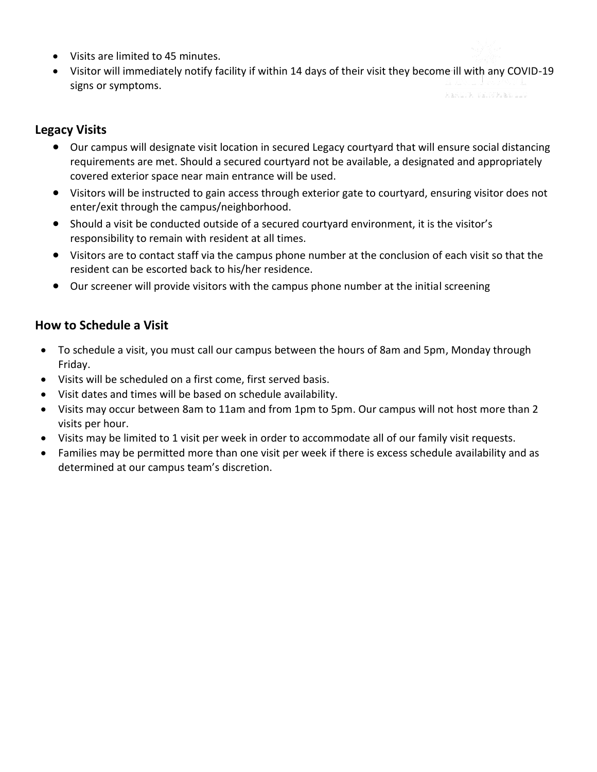- Visits are limited to 45 minutes.
- Visitor will immediately notify facility if within 14 days of their visit they become ill with any COVID-19 signs or symptoms.

## Legacy Visits

- Our campus will designate visit location in secured Legacy courtyard that will ensure social distancing requirements are met. Should a secured courtyard not be available, a designated and appropriately covered exterior space near main entrance will be used.
- Visitors will be instructed to gain access through exterior gate to courtyard, ensuring visitor does not enter/exit through the campus/neighborhood.
- Should a visit be conducted outside of a secured courtyard environment, it is the visitor's responsibility to remain with resident at all times.
- Visitors are to contact staff via the campus phone number at the conclusion of each visit so that the resident can be escorted back to his/her residence.
- Our screener will provide visitors with the campus phone number at the initial screening

## How to Schedule a Visit

- To schedule a visit, you must call our campus between the hours of 8am and 5pm, Monday through Friday.
- Visits will be scheduled on a first come, first served basis.
- Visit dates and times will be based on schedule availability.
- Visits may occur between 8am to 11am and from 1pm to 5pm. Our campus will not host more than 2 visits per hour.
- Visits may be limited to 1 visit per week in order to accommodate all of our family visit requests.
- Families may be permitted more than one visit per week if there is excess schedule availability and as determined at our campus team's discretion.